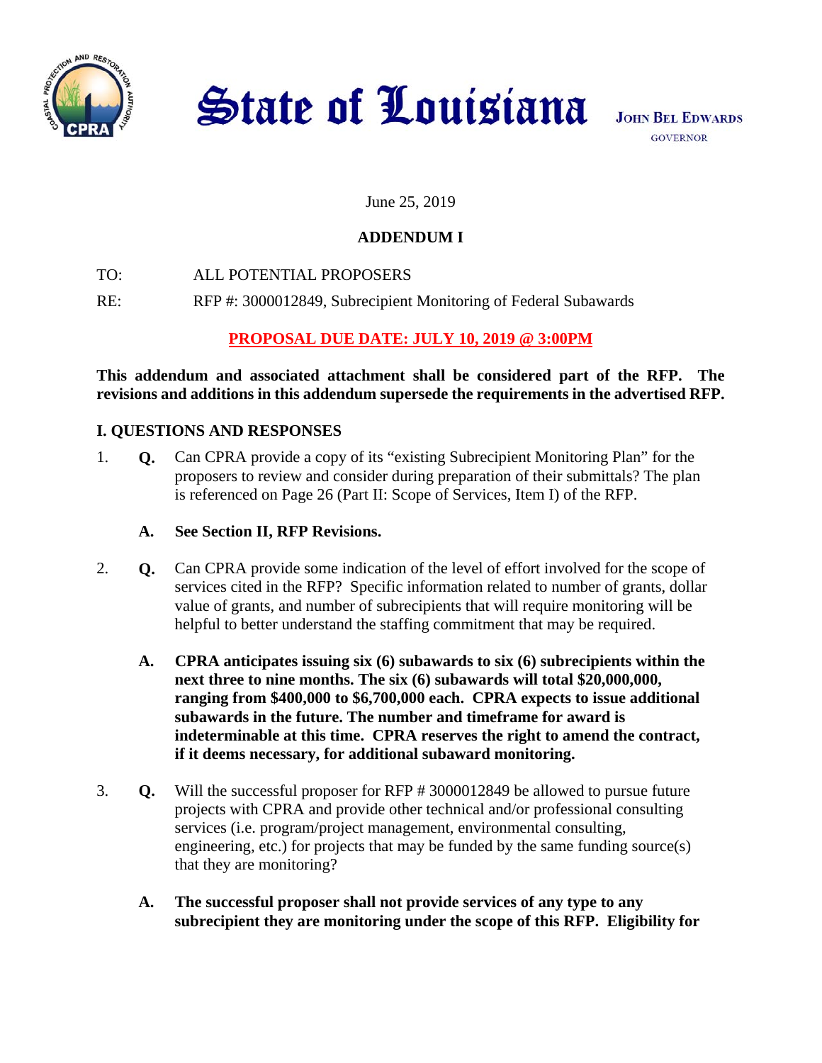# State of Louisiana

JOHN BEL EDWARDS
GOVERNOR

June 25, 2019

**ADDENDUM I**

TO: ALL POTENTIAL PROPOSERS

RE: RFP #: 3000012849, Subrecipient Monitoring of Federal Subawards

**PROPOSAL DUE DATE: JULY 10, 2019 @ 3:00PM**

**This addendum and associated attachment shall be considered part of the RFP. The revisions and additions in this addendum supersede the requirements in the advertised RFP.**

## I. QUESTIONS AND RESPONSES

1. **Q.** Can CPRA provide a copy of its "existing Subrecipient Monitoring Plan" for the proposers to review and consider during preparation of their submittals? The plan is referenced on Page 26 (Part II: Scope of Services, Item I) of the RFP.

   **A. See Section II, RFP Revisions.**

2. **Q.** Can CPRA provide some indication of the level of effort involved for the scope of services cited in the RFP? Specific information related to number of grants, dollar value of grants, and number of subrecipients that will require monitoring will be helpful to better understand the staffing commitment that may be required.

   **A. CPRA anticipates issuing six (6) subawards to six (6) subrecipients within the next three to nine months. The six (6) subawards will total $20,000,000, ranging from $400,000 to $6,700,000 each. CPRA expects to issue additional subawards in the future. The number and timeframe for award is indeterminable at this time. CPRA reserves the right to amend the contract, if it deems necessary, for additional subaward monitoring.**

3. **Q.** Will the successful proposer for RFP # 3000012849 be allowed to pursue future projects with CPRA and provide other technical and/or professional consulting services (i.e. program/project management, environmental consulting, engineering, etc.) for projects that may be funded by the same funding source(s) that they are monitoring?

   **A. The successful proposer shall not provide services of any type to any subrecipient they are monitoring under the scope of this RFP. Eligibility for**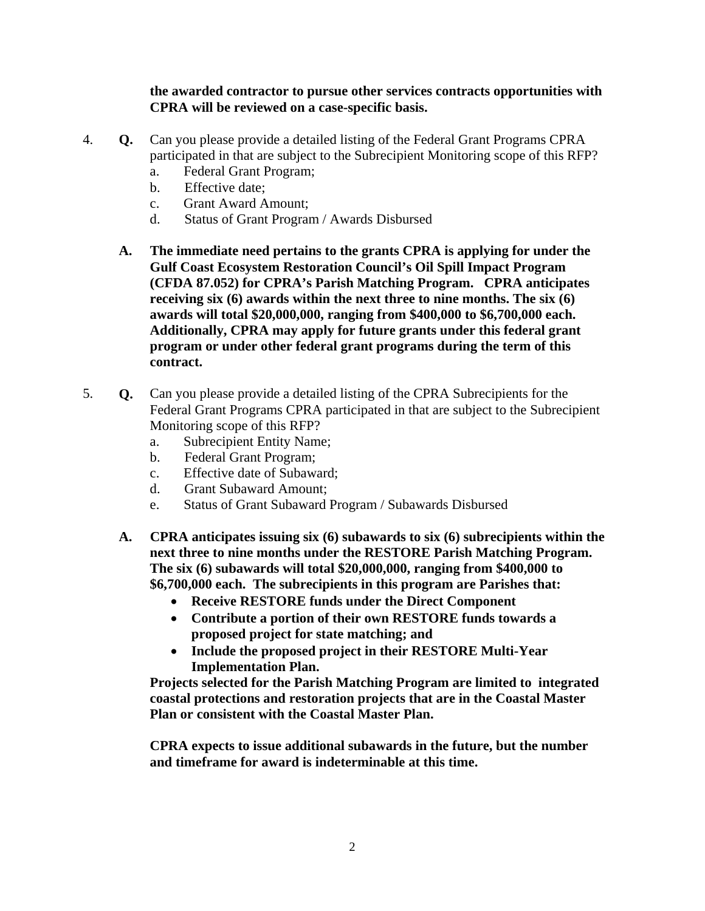**the awarded contractor to pursue other services contracts opportunities with CPRA will be reviewed on a case-specific basis.**

4. **Q.** Can you please provide a detailed listing of the Federal Grant Programs CPRA participated in that are subject to the Subrecipient Monitoring scope of this RFP?
   a. Federal Grant Program;
   b. Effective date;
   c. Grant Award Amount;
   d. Status of Grant Program / Awards Disbursed

   **A. The immediate need pertains to the grants CPRA is applying for under the Gulf Coast Ecosystem Restoration Council's Oil Spill Impact Program (CFDA 87.052) for CPRA's Parish Matching Program. CPRA anticipates receiving six (6) awards within the next three to nine months. The six (6) awards will total $20,000,000, ranging from $400,000 to $6,700,000 each. Additionally, CPRA may apply for future grants under this federal grant program or under other federal grant programs during the term of this contract.**

5. **Q.** Can you please provide a detailed listing of the CPRA Subrecipients for the Federal Grant Programs CPRA participated in that are subject to the Subrecipient Monitoring scope of this RFP?
   a. Subrecipient Entity Name;
   b. Federal Grant Program;
   c. Effective date of Subaward;
   d. Grant Subaward Amount;
   e. Status of Grant Subaward Program / Subawards Disbursed

   **A. CPRA anticipates issuing six (6) subawards to six (6) subrecipients within the next three to nine months under the RESTORE Parish Matching Program. The six (6) subawards will total $20,000,000, ranging from $400,000 to $6,700,000 each. The subrecipients in this program are Parishes that:**
   - **Receive RESTORE funds under the Direct Component**
   - **Contribute a portion of their own RESTORE funds towards a proposed project for state matching; and**
   - **Include the proposed project in their RESTORE Multi-Year Implementation Plan.**

   **Projects selected for the Parish Matching Program are limited to integrated coastal protections and restoration projects that are in the Coastal Master Plan or consistent with the Coastal Master Plan.**

   **CPRA expects to issue additional subawards in the future, but the number and timeframe for award is indeterminable at this time.**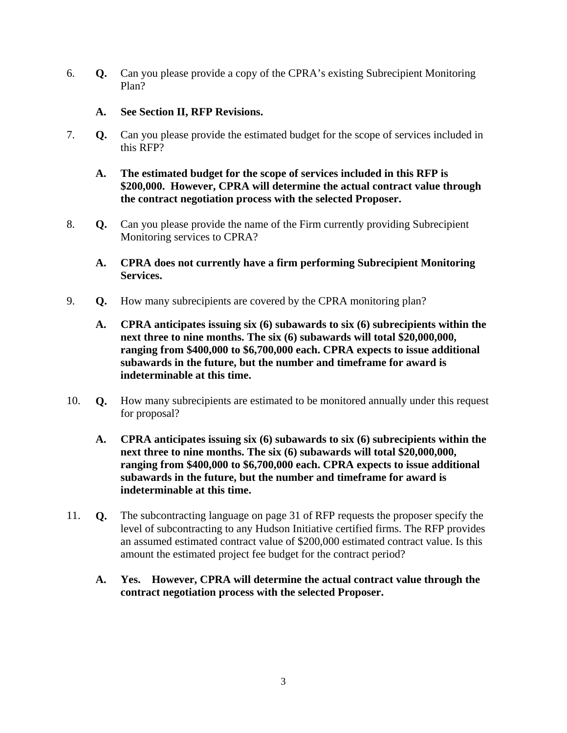6. **Q.** Can you please provide a copy of the CPRA's existing Subrecipient Monitoring Plan?

   **A. See Section II, RFP Revisions.**

7. **Q.** Can you please provide the estimated budget for the scope of services included in this RFP?

   **A. The estimated budget for the scope of services included in this RFP is $200,000. However, CPRA will determine the actual contract value through the contract negotiation process with the selected Proposer.**

8. **Q.** Can you please provide the name of the Firm currently providing Subrecipient Monitoring services to CPRA?

   **A. CPRA does not currently have a firm performing Subrecipient Monitoring Services.**

9. **Q.** How many subrecipients are covered by the CPRA monitoring plan?

   **A. CPRA anticipates issuing six (6) subawards to six (6) subrecipients within the next three to nine months. The six (6) subawards will total $20,000,000, ranging from $400,000 to $6,700,000 each. CPRA expects to issue additional subawards in the future, but the number and timeframe for award is indeterminable at this time.**

10. **Q.** How many subrecipients are estimated to be monitored annually under this request for proposal?

    **A. CPRA anticipates issuing six (6) subawards to six (6) subrecipients within the next three to nine months. The six (6) subawards will total $20,000,000, ranging from $400,000 to $6,700,000 each. CPRA expects to issue additional subawards in the future, but the number and timeframe for award is indeterminable at this time.**

11. **Q.** The subcontracting language on page 31 of RFP requests the proposer specify the level of subcontracting to any Hudson Initiative certified firms. The RFP provides an assumed estimated contract value of $200,000 estimated contract value. Is this amount the estimated project fee budget for the contract period?

    **A. Yes. However, CPRA will determine the actual contract value through the contract negotiation process with the selected Proposer.**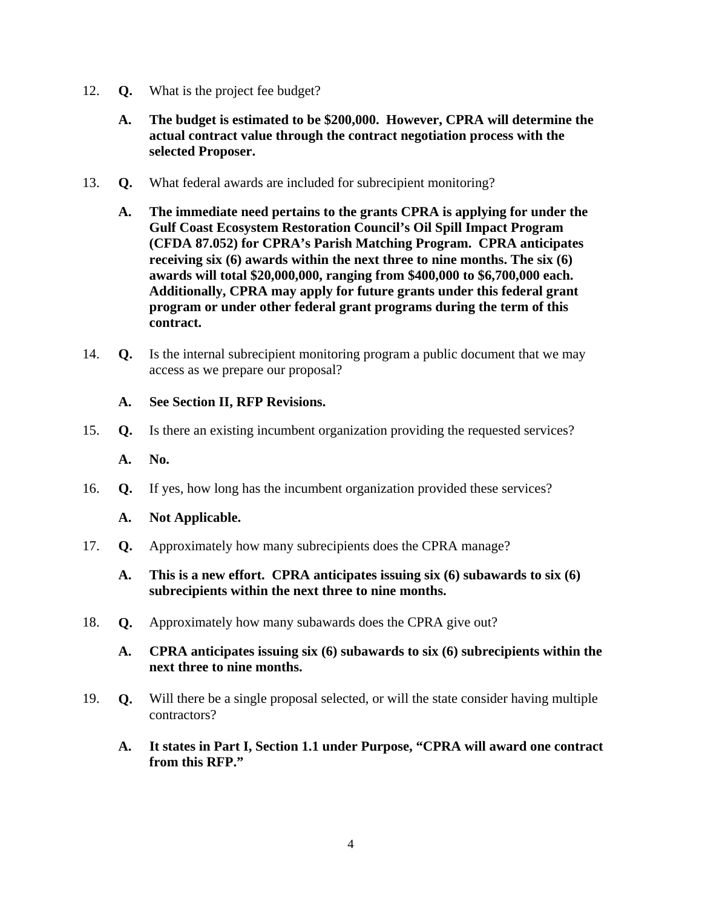12. **Q.** What is the project fee budget?

    **A. The budget is estimated to be $200,000. However, CPRA will determine the actual contract value through the contract negotiation process with the selected Proposer.**

13. **Q.** What federal awards are included for subrecipient monitoring?

    **A. The immediate need pertains to the grants CPRA is applying for under the Gulf Coast Ecosystem Restoration Council's Oil Spill Impact Program (CFDA 87.052) for CPRA's Parish Matching Program. CPRA anticipates receiving six (6) awards within the next three to nine months. The six (6) awards will total $20,000,000, ranging from $400,000 to $6,700,000 each. Additionally, CPRA may apply for future grants under this federal grant program or under other federal grant programs during the term of this contract.**

14. **Q.** Is the internal subrecipient monitoring program a public document that we may access as we prepare our proposal?

    **A. See Section II, RFP Revisions.**

15. **Q.** Is there an existing incumbent organization providing the requested services?

    **A. No.**

16. **Q.** If yes, how long has the incumbent organization provided these services?

    **A. Not Applicable.**

17. **Q.** Approximately how many subrecipients does the CPRA manage?

    **A. This is a new effort. CPRA anticipates issuing six (6) subawards to six (6) subrecipients within the next three to nine months.**

18. **Q.** Approximately how many subawards does the CPRA give out?

    **A. CPRA anticipates issuing six (6) subawards to six (6) subrecipients within the next three to nine months.**

19. **Q.** Will there be a single proposal selected, or will the state consider having multiple contractors?

    **A. It states in Part I, Section 1.1 under Purpose, "CPRA will award one contract from this RFP."**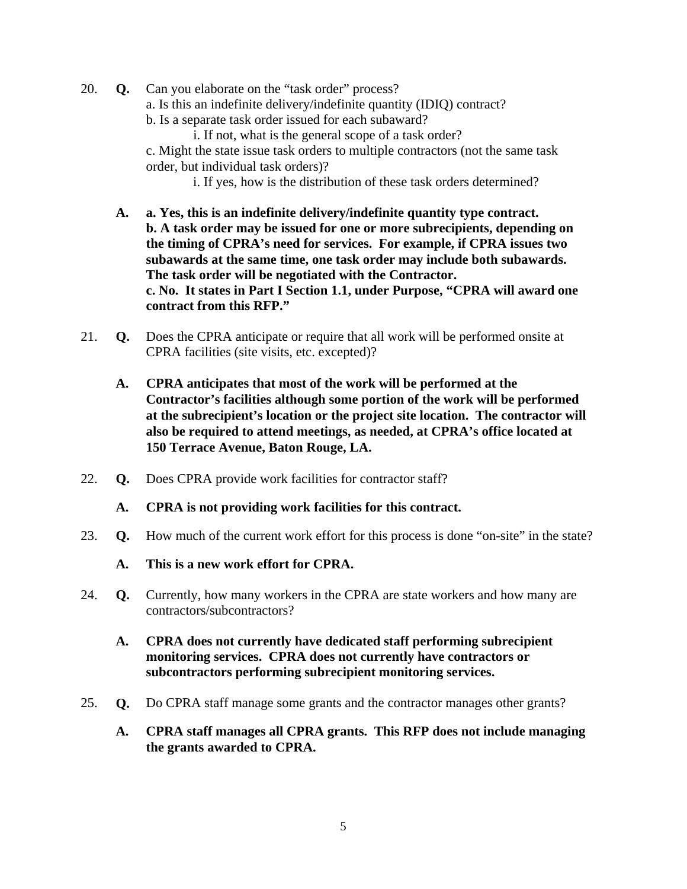20. **Q.** Can you elaborate on the "task order" process?
    a. Is this an indefinite delivery/indefinite quantity (IDIQ) contract?
    b. Is a separate task order issued for each subaward?
        i. If not, what is the general scope of a task order?
    c. Might the state issue task orders to multiple contractors (not the same task order, but individual task orders)?
        i. If yes, how is the distribution of these task orders determined?

    **A. a. Yes, this is an indefinite delivery/indefinite quantity type contract.**
    **b. A task order may be issued for one or more subrecipients, depending on the timing of CPRA's need for services. For example, if CPRA issues two subawards at the same time, one task order may include both subawards. The task order will be negotiated with the Contractor.**
    **c. No. It states in Part I Section 1.1, under Purpose, "CPRA will award one contract from this RFP."**

21. **Q.** Does the CPRA anticipate or require that all work will be performed onsite at CPRA facilities (site visits, etc. excepted)?

    **A. CPRA anticipates that most of the work will be performed at the Contractor's facilities although some portion of the work will be performed at the subrecipient's location or the project site location. The contractor will also be required to attend meetings, as needed, at CPRA's office located at 150 Terrace Avenue, Baton Rouge, LA.**

22. **Q.** Does CPRA provide work facilities for contractor staff?

    **A. CPRA is not providing work facilities for this contract.**

23. **Q.** How much of the current work effort for this process is done "on-site" in the state?

    **A. This is a new work effort for CPRA.**

24. **Q.** Currently, how many workers in the CPRA are state workers and how many are contractors/subcontractors?

    **A. CPRA does not currently have dedicated staff performing subrecipient monitoring services. CPRA does not currently have contractors or subcontractors performing subrecipient monitoring services.**

25. **Q.** Do CPRA staff manage some grants and the contractor manages other grants?

    **A. CPRA staff manages all CPRA grants. This RFP does not include managing the grants awarded to CPRA.**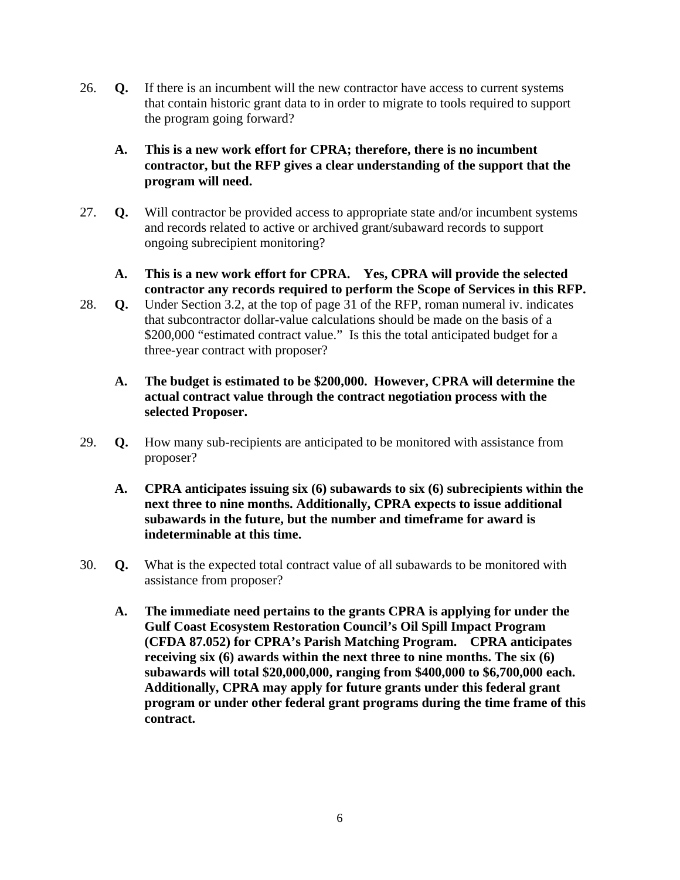26. **Q.** If there is an incumbent will the new contractor have access to current systems that contain historic grant data to in order to migrate to tools required to support the program going forward?

    **A. This is a new work effort for CPRA; therefore, there is no incumbent contractor, but the RFP gives a clear understanding of the support that the program will need.**

27. **Q.** Will contractor be provided access to appropriate state and/or incumbent systems and records related to active or archived grant/subaward records to support ongoing subrecipient monitoring?

    **A. This is a new work effort for CPRA. Yes, CPRA will provide the selected contractor any records required to perform the Scope of Services in this RFP.**

28. **Q.** Under Section 3.2, at the top of page 31 of the RFP, roman numeral iv. indicates that subcontractor dollar-value calculations should be made on the basis of a $200,000 "estimated contract value." Is this the total anticipated budget for a three-year contract with proposer?

    **A. The budget is estimated to be $200,000. However, CPRA will determine the actual contract value through the contract negotiation process with the selected Proposer.**

29. **Q.** How many sub-recipients are anticipated to be monitored with assistance from proposer?

    **A. CPRA anticipates issuing six (6) subawards to six (6) subrecipients within the next three to nine months. Additionally, CPRA expects to issue additional subawards in the future, but the number and timeframe for award is indeterminable at this time.**

30. **Q.** What is the expected total contract value of all subawards to be monitored with assistance from proposer?

    **A. The immediate need pertains to the grants CPRA is applying for under the Gulf Coast Ecosystem Restoration Council's Oil Spill Impact Program (CFDA 87.052) for CPRA's Parish Matching Program. CPRA anticipates receiving six (6) awards within the next three to nine months. The six (6) subawards will total $20,000,000, ranging from $400,000 to $6,700,000 each. Additionally, CPRA may apply for future grants under this federal grant program or under other federal grant programs during the time frame of this contract.**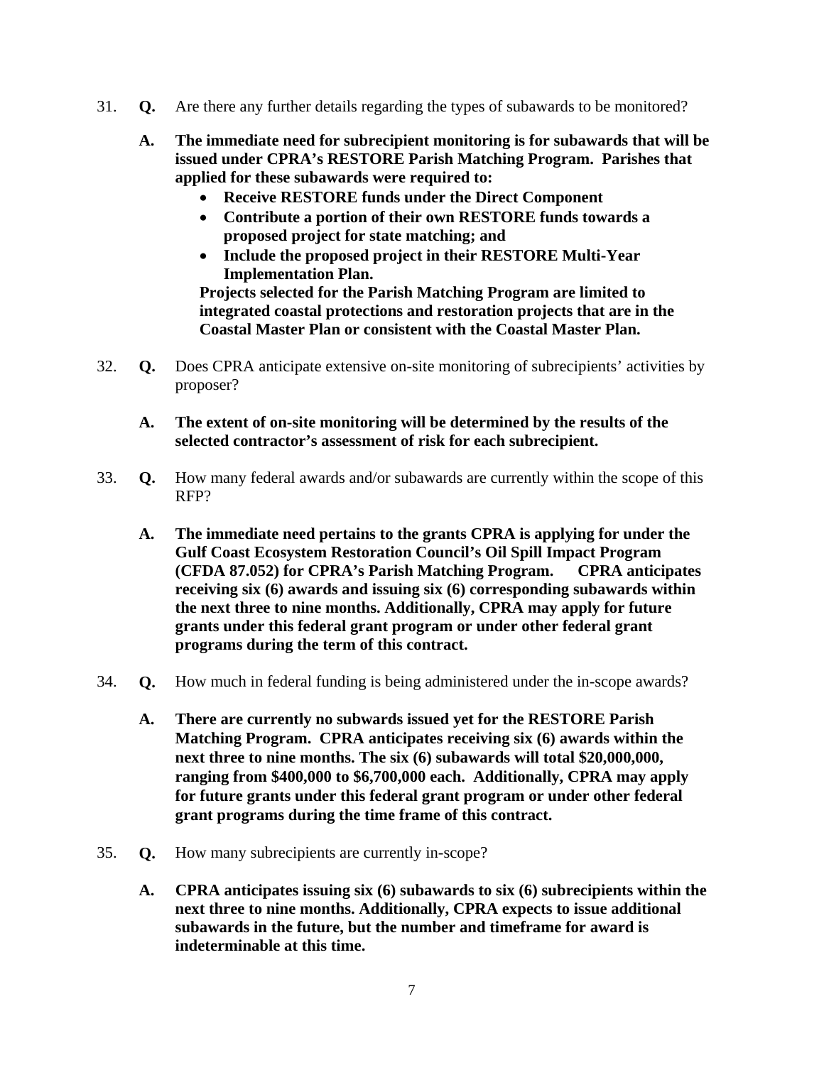31. **Q.** Are there any further details regarding the types of subawards to be monitored?

    **A. The immediate need for subrecipient monitoring is for subawards that will be issued under CPRA's RESTORE Parish Matching Program. Parishes that applied for these subawards were required to:**
    - **Receive RESTORE funds under the Direct Component**
    - **Contribute a portion of their own RESTORE funds towards a proposed project for state matching; and**
    - **Include the proposed project in their RESTORE Multi-Year Implementation Plan.**

    **Projects selected for the Parish Matching Program are limited to integrated coastal protections and restoration projects that are in the Coastal Master Plan or consistent with the Coastal Master Plan.**

32. **Q.** Does CPRA anticipate extensive on-site monitoring of subrecipients' activities by proposer?

    **A. The extent of on-site monitoring will be determined by the results of the selected contractor's assessment of risk for each subrecipient.**

33. **Q.** How many federal awards and/or subawards are currently within the scope of this RFP?

    **A. The immediate need pertains to the grants CPRA is applying for under the Gulf Coast Ecosystem Restoration Council's Oil Spill Impact Program (CFDA 87.052) for CPRA's Parish Matching Program. CPRA anticipates receiving six (6) awards and issuing six (6) corresponding subawards within the next three to nine months. Additionally, CPRA may apply for future grants under this federal grant program or under other federal grant programs during the term of this contract.**

34. **Q.** How much in federal funding is being administered under the in-scope awards?

    **A. There are currently no subwards issued yet for the RESTORE Parish Matching Program. CPRA anticipates receiving six (6) awards within the next three to nine months. The six (6) subawards will total $20,000,000, ranging from $400,000 to $6,700,000 each. Additionally, CPRA may apply for future grants under this federal grant program or under other federal grant programs during the time frame of this contract.**

35. **Q.** How many subrecipients are currently in-scope?

    **A. CPRA anticipates issuing six (6) subawards to six (6) subrecipients within the next three to nine months. Additionally, CPRA expects to issue additional subawards in the future, but the number and timeframe for award is indeterminable at this time.**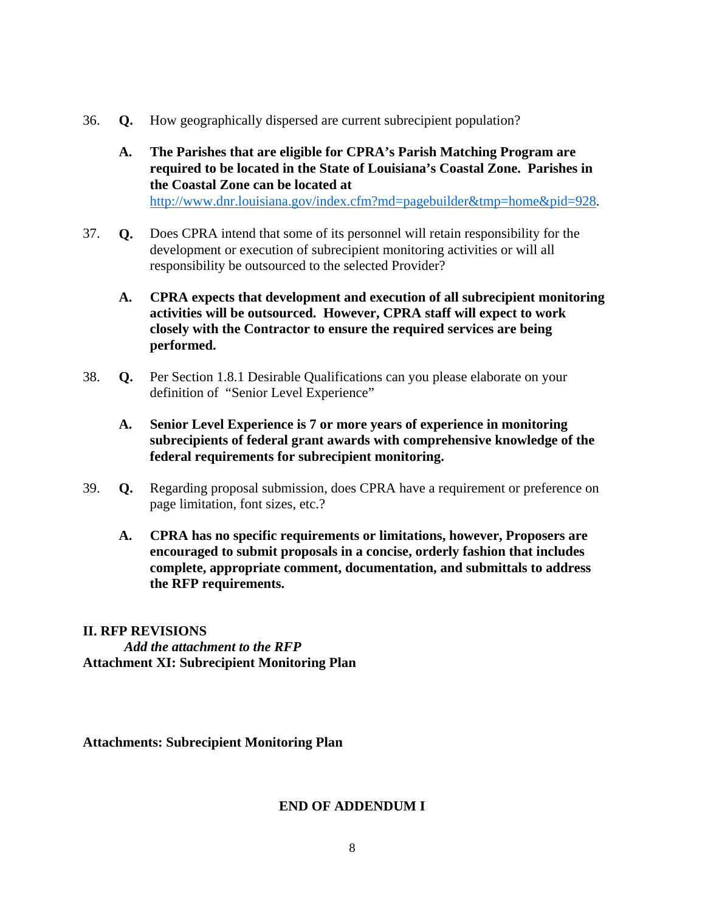36. **Q.** How geographically dispersed are current subrecipient population?

    **A. The Parishes that are eligible for CPRA's Parish Matching Program are required to be located in the State of Louisiana's Coastal Zone. Parishes in the Coastal Zone can be located at** http://www.dnr.louisiana.gov/index.cfm?md=pagebuilder&tmp=home&pid=928.

37. **Q.** Does CPRA intend that some of its personnel will retain responsibility for the development or execution of subrecipient monitoring activities or will all responsibility be outsourced to the selected Provider?

    **A. CPRA expects that development and execution of all subrecipient monitoring activities will be outsourced. However, CPRA staff will expect to work closely with the Contractor to ensure the required services are being performed.**

38. **Q.** Per Section 1.8.1 Desirable Qualifications can you please elaborate on your definition of "Senior Level Experience"

    **A. Senior Level Experience is 7 or more years of experience in monitoring subrecipients of federal grant awards with comprehensive knowledge of the federal requirements for subrecipient monitoring.**

39. **Q.** Regarding proposal submission, does CPRA have a requirement or preference on page limitation, font sizes, etc.?

    **A. CPRA has no specific requirements or limitations, however, Proposers are encouraged to submit proposals in a concise, orderly fashion that includes complete, appropriate comment, documentation, and submittals to address the RFP requirements.**

**II. RFP REVISIONS**

***Add the attachment to the RFP***

**Attachment XI: Subrecipient Monitoring Plan**

**Attachments: Subrecipient Monitoring Plan**

**END OF ADDENDUM I**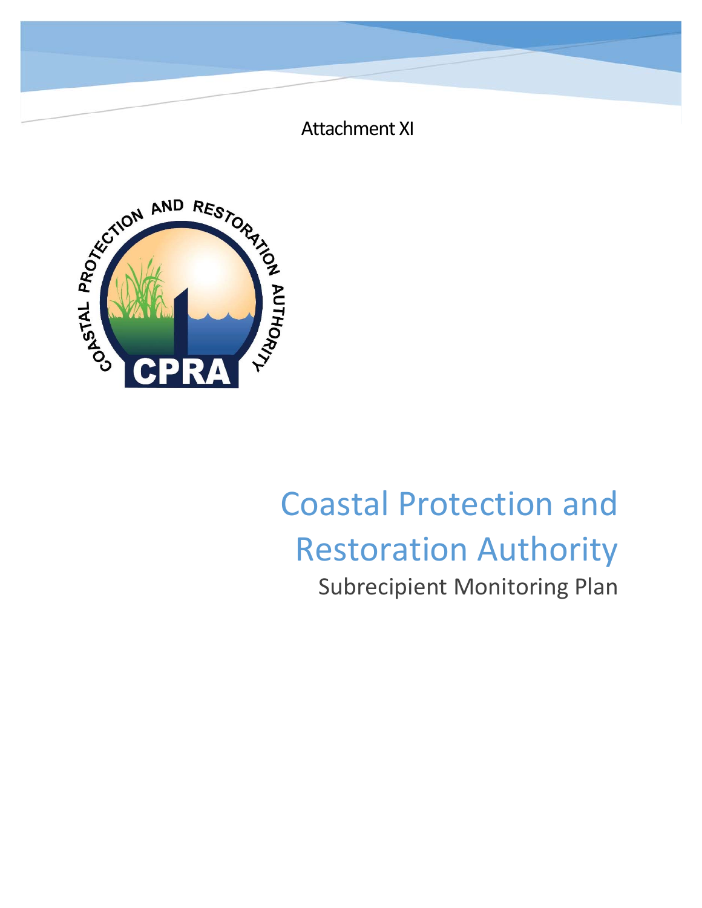Attachment XI

# Coastal Protection and Restoration Authority

## Subrecipient Monitoring Plan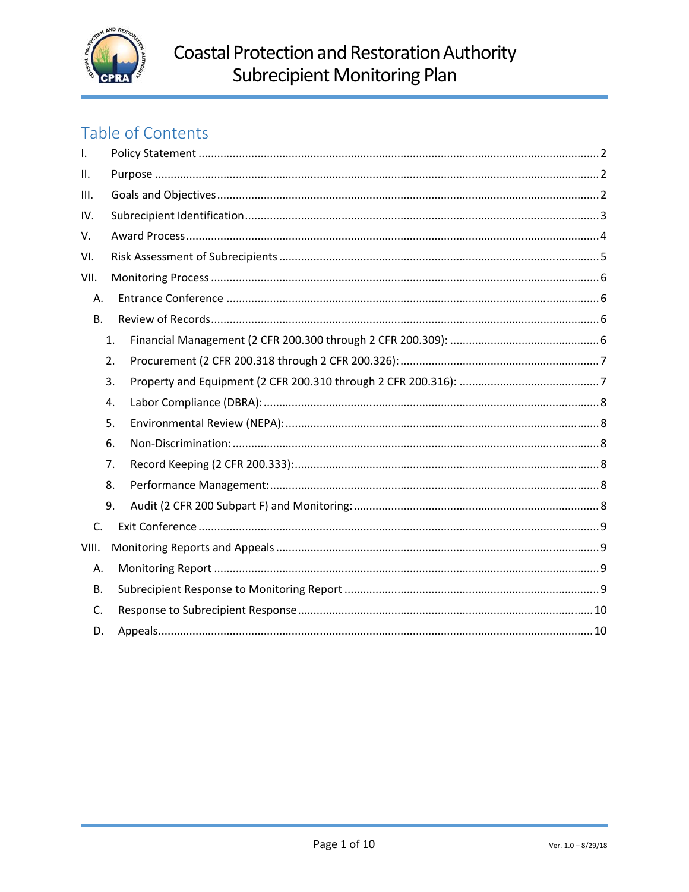# Table of Contents

I. Policy Statement ........................................................................................................................ 2

II. Purpose ..................................................................................................................................... 2

III. Goals and Objectives ................................................................................................................ 2

IV. Subrecipient Identification ........................................................................................................ 3

V. Award Process ........................................................................................................................... 4

VI. Risk Assessment of Subrecipients ............................................................................................ 5

VII. Monitoring Process .................................................................................................................. 6

A. Entrance Conference ................................................................................................................ 6

B. Review of Records .................................................................................................................... 6

1. Financial Management (2 CFR 200.300 through 2 CFR 200.309): .......................................... 6

2. Procurement (2 CFR 200.318 through 2 CFR 200.326): .......................................................... 7

3. Property and Equipment (2 CFR 200.310 through 2 CFR 200.316): ....................................... 7

4. Labor Compliance (DBRA): ..................................................................................................... 8

5. Environmental Review (NEPA): ............................................................................................... 8

6. Non-Discrimination: ................................................................................................................ 8

7. Record Keeping (2 CFR 200.333): ............................................................................................ 8

8. Performance Management: .................................................................................................... 8

9. Audit (2 CFR 200 Subpart F) and Monitoring: ........................................................................ 8

C. Exit Conference ........................................................................................................................ 9

VIII. Monitoring Reports and Appeals ............................................................................................ 9

A. Monitoring Report .................................................................................................................... 9

B. Subrecipient Response to Monitoring Report ........................................................................... 9

C. Response to Subrecipient Response ......................................................................................... 10

D. Appeals ..................................................................................................................................... 10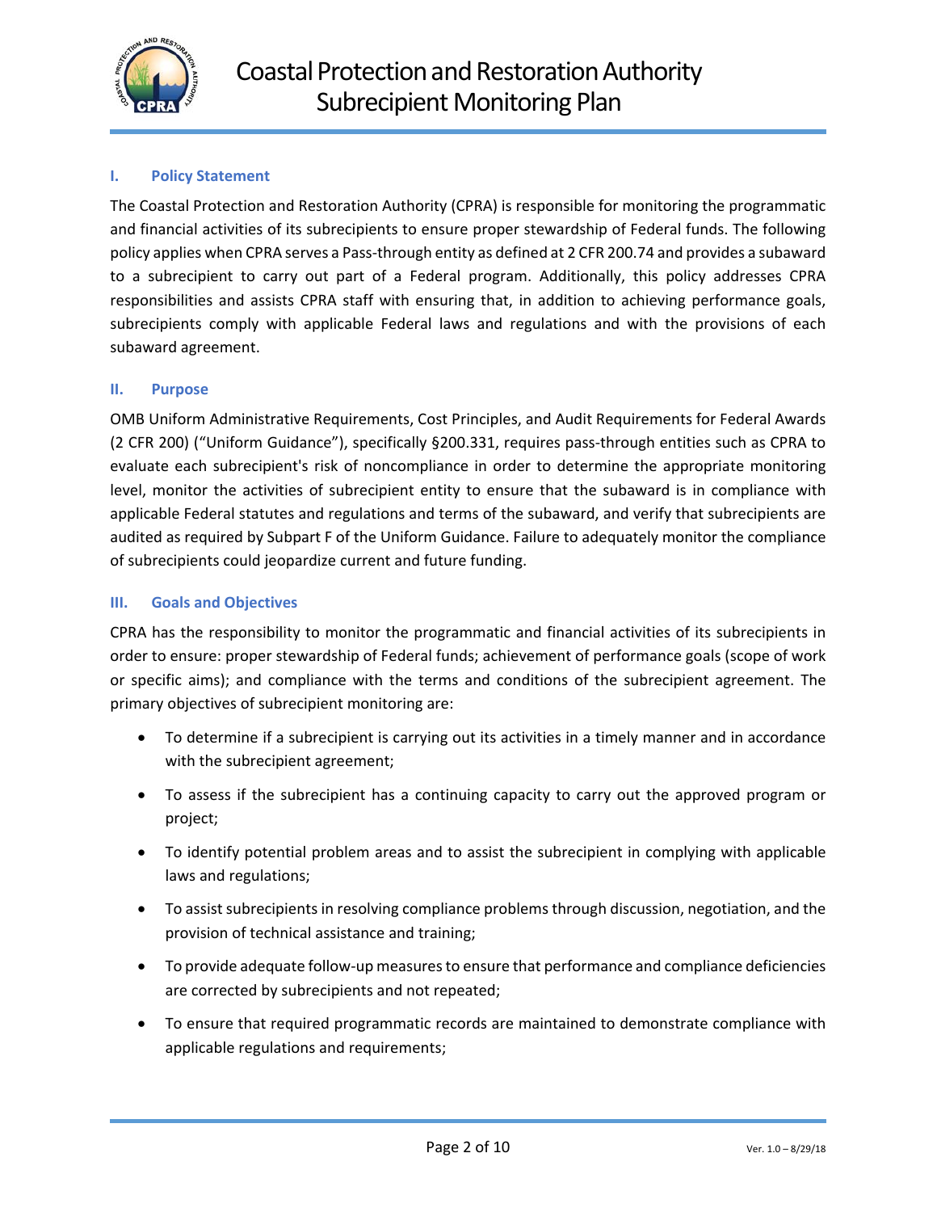## I. Policy Statement

The Coastal Protection and Restoration Authority (CPRA) is responsible for monitoring the programmatic and financial activities of its subrecipients to ensure proper stewardship of Federal funds. The following policy applies when CPRA serves a Pass-through entity as defined at 2 CFR 200.74 and provides a subaward to a subrecipient to carry out part of a Federal program. Additionally, this policy addresses CPRA responsibilities and assists CPRA staff with ensuring that, in addition to achieving performance goals, subrecipients comply with applicable Federal laws and regulations and with the provisions of each subaward agreement.

## II. Purpose

OMB Uniform Administrative Requirements, Cost Principles, and Audit Requirements for Federal Awards (2 CFR 200) ("Uniform Guidance"), specifically §200.331, requires pass-through entities such as CPRA to evaluate each subrecipient's risk of noncompliance in order to determine the appropriate monitoring level, monitor the activities of subrecipient entity to ensure that the subaward is in compliance with applicable Federal statutes and regulations and terms of the subaward, and verify that subrecipients are audited as required by Subpart F of the Uniform Guidance. Failure to adequately monitor the compliance of subrecipients could jeopardize current and future funding.

## III. Goals and Objectives

CPRA has the responsibility to monitor the programmatic and financial activities of its subrecipients in order to ensure: proper stewardship of Federal funds; achievement of performance goals (scope of work or specific aims); and compliance with the terms and conditions of the subrecipient agreement. The primary objectives of subrecipient monitoring are:

- To determine if a subrecipient is carrying out its activities in a timely manner and in accordance with the subrecipient agreement;
- To assess if the subrecipient has a continuing capacity to carry out the approved program or project;
- To identify potential problem areas and to assist the subrecipient in complying with applicable laws and regulations;
- To assist subrecipients in resolving compliance problems through discussion, negotiation, and the provision of technical assistance and training;
- To provide adequate follow-up measures to ensure that performance and compliance deficiencies are corrected by subrecipients and not repeated;
- To ensure that required programmatic records are maintained to demonstrate compliance with applicable regulations and requirements;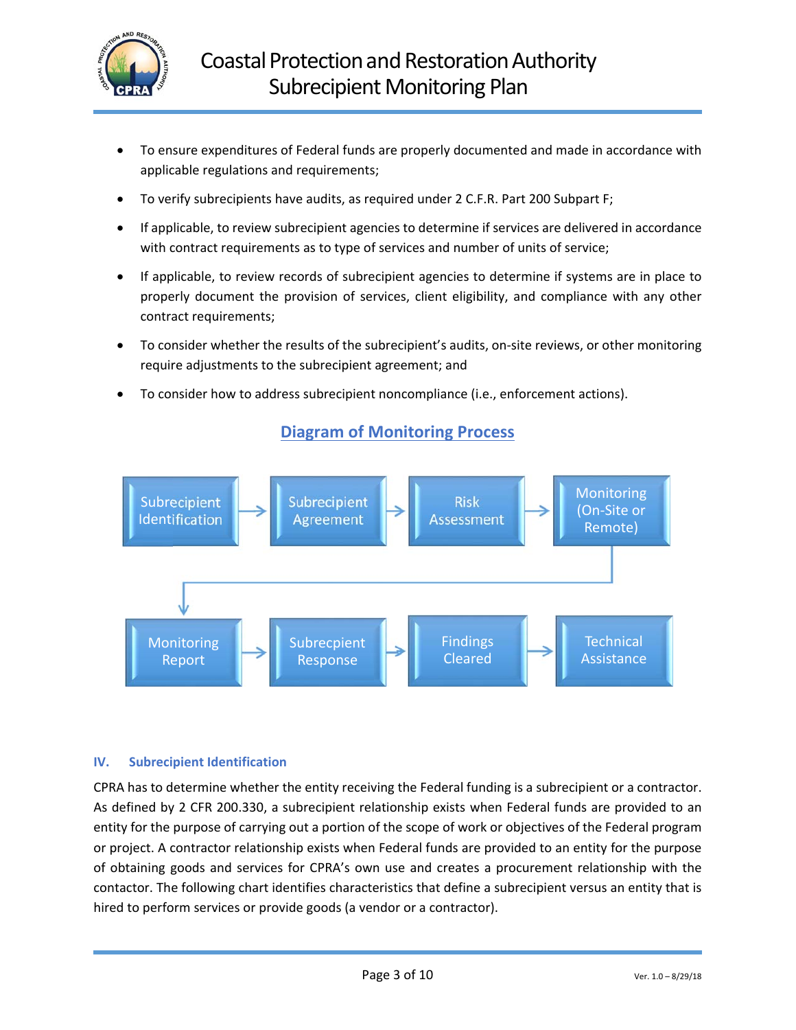- To ensure expenditures of Federal funds are properly documented and made in accordance with applicable regulations and requirements;
- To verify subrecipients have audits, as required under 2 C.F.R. Part 200 Subpart F;
- If applicable, to review subrecipient agencies to determine if services are delivered in accordance with contract requirements as to type of services and number of units of service;
- If applicable, to review records of subrecipient agencies to determine if systems are in place to properly document the provision of services, client eligibility, and compliance with any other contract requirements;
- To consider whether the results of the subrecipient's audits, on-site reviews, or other monitoring require adjustments to the subrecipient agreement; and
- To consider how to address subrecipient noncompliance (i.e., enforcement actions).

## Diagram of Monitoring Process

Subrecipient Identification → Subrecipient Agreement → Risk Assessment → Monitoring (On-Site or Remote) → Monitoring Report → Subrecipient Response → Findings Cleared → Technical Assistance

## IV. Subrecipient Identification

CPRA has to determine whether the entity receiving the Federal funding is a subrecipient or a contractor. As defined by 2 CFR 200.330, a subrecipient relationship exists when Federal funds are provided to an entity for the purpose of carrying out a portion of the scope of work or objectives of the Federal program or project. A contractor relationship exists when Federal funds are provided to an entity for the purpose of obtaining goods and services for CPRA's own use and creates a procurement relationship with the contactor. The following chart identifies characteristics that define a subrecipient versus an entity that is hired to perform services or provide goods (a vendor or a contractor).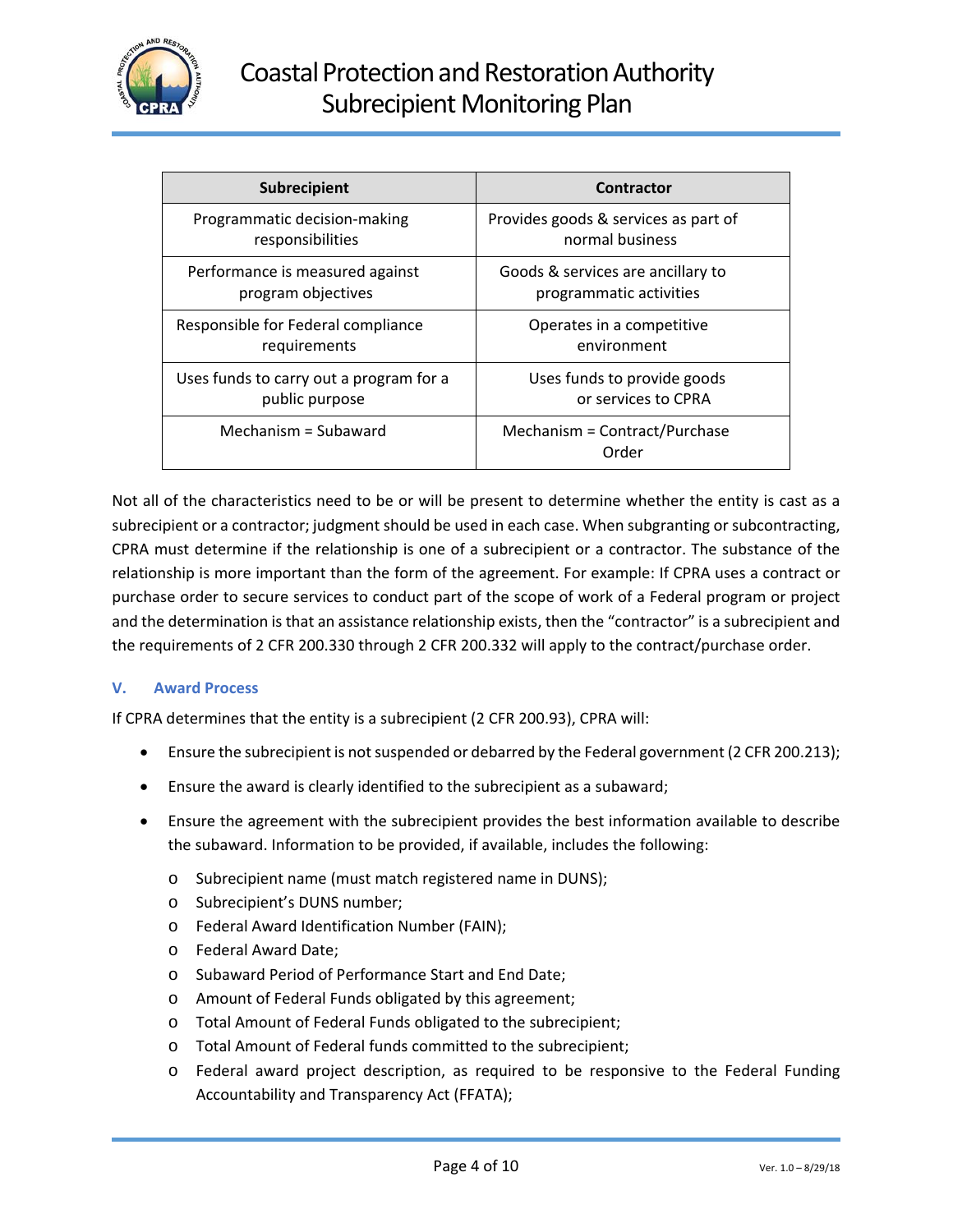| Subrecipient | Contractor |
|---|---|
| Programmatic decision-making responsibilities | Provides goods & services as part of normal business |
| Performance is measured against program objectives | Goods & services are ancillary to programmatic activities |
| Responsible for Federal compliance requirements | Operates in a competitive environment |
| Uses funds to carry out a program for a public purpose | Uses funds to provide goods or services to CPRA |
| Mechanism = Subaward | Mechanism = Contract/Purchase Order |

Not all of the characteristics need to be or will be present to determine whether the entity is cast as a subrecipient or a contractor; judgment should be used in each case. When subgranting or subcontracting, CPRA must determine if the relationship is one of a subrecipient or a contractor. The substance of the relationship is more important than the form of the agreement. For example: If CPRA uses a contract or purchase order to secure services to conduct part of the scope of work of a Federal program or project and the determination is that an assistance relationship exists, then the "contractor" is a subrecipient and the requirements of 2 CFR 200.330 through 2 CFR 200.332 will apply to the contract/purchase order.

## V. Award Process

If CPRA determines that the entity is a subrecipient (2 CFR 200.93), CPRA will:

- Ensure the subrecipient is not suspended or debarred by the Federal government (2 CFR 200.213);
- Ensure the award is clearly identified to the subrecipient as a subaward;
- Ensure the agreement with the subrecipient provides the best information available to describe the subaward. Information to be provided, if available, includes the following:
  - Subrecipient name (must match registered name in DUNS);
  - Subrecipient's DUNS number;
  - Federal Award Identification Number (FAIN);
  - Federal Award Date;
  - Subaward Period of Performance Start and End Date;
  - Amount of Federal Funds obligated by this agreement;
  - Total Amount of Federal Funds obligated to the subrecipient;
  - Total Amount of Federal funds committed to the subrecipient;
  - Federal award project description, as required to be responsive to the Federal Funding Accountability and Transparency Act (FFATA);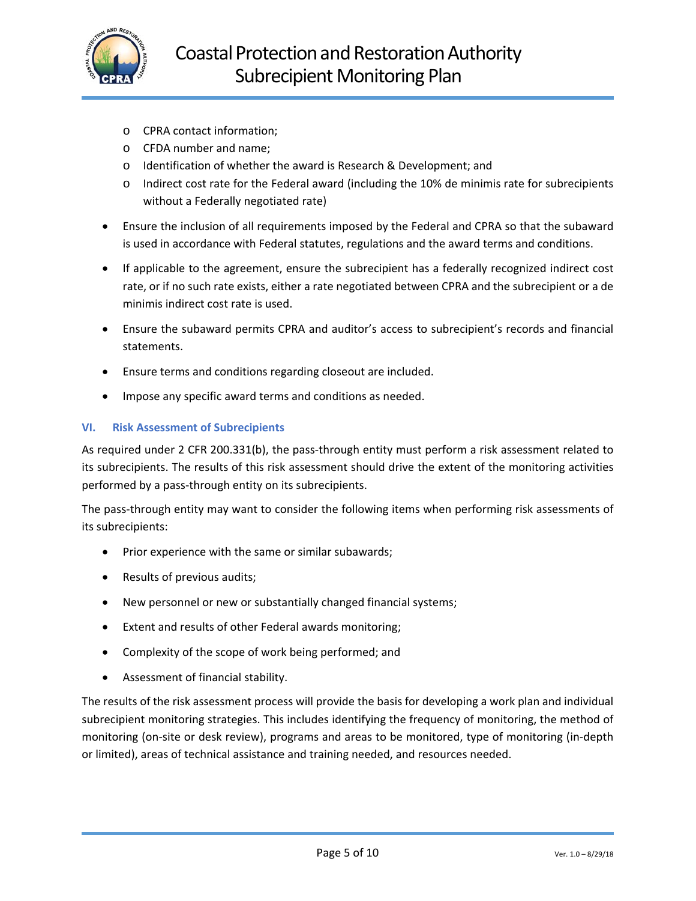- CPRA contact information;
  - CFDA number and name;
  - Identification of whether the award is Research & Development; and
  - Indirect cost rate for the Federal award (including the 10% de minimis rate for subrecipients without a Federally negotiated rate)
- Ensure the inclusion of all requirements imposed by the Federal and CPRA so that the subaward is used in accordance with Federal statutes, regulations and the award terms and conditions.
- If applicable to the agreement, ensure the subrecipient has a federally recognized indirect cost rate, or if no such rate exists, either a rate negotiated between CPRA and the subrecipient or a de minimis indirect cost rate is used.
- Ensure the subaward permits CPRA and auditor's access to subrecipient's records and financial statements.
- Ensure terms and conditions regarding closeout are included.
- Impose any specific award terms and conditions as needed.

## VI. Risk Assessment of Subrecipients

As required under 2 CFR 200.331(b), the pass-through entity must perform a risk assessment related to its subrecipients. The results of this risk assessment should drive the extent of the monitoring activities performed by a pass-through entity on its subrecipients.

The pass-through entity may want to consider the following items when performing risk assessments of its subrecipients:

- Prior experience with the same or similar subawards;
- Results of previous audits;
- New personnel or new or substantially changed financial systems;
- Extent and results of other Federal awards monitoring;
- Complexity of the scope of work being performed; and
- Assessment of financial stability.

The results of the risk assessment process will provide the basis for developing a work plan and individual subrecipient monitoring strategies. This includes identifying the frequency of monitoring, the method of monitoring (on-site or desk review), programs and areas to be monitored, type of monitoring (in-depth or limited), areas of technical assistance and training needed, and resources needed.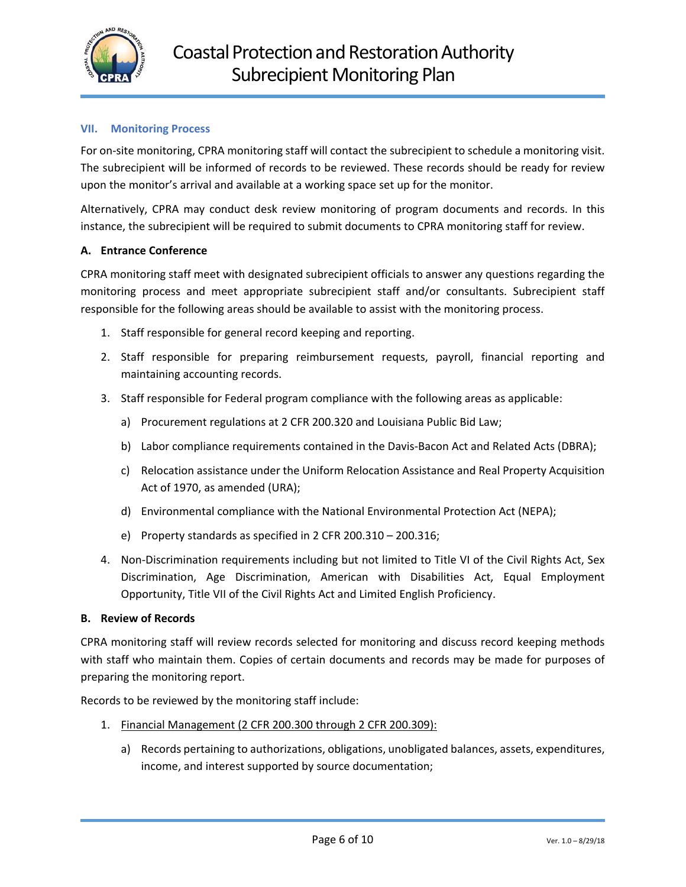## VII. Monitoring Process

For on-site monitoring, CPRA monitoring staff will contact the subrecipient to schedule a monitoring visit. The subrecipient will be informed of records to be reviewed. These records should be ready for review upon the monitor's arrival and available at a working space set up for the monitor.

Alternatively, CPRA may conduct desk review monitoring of program documents and records. In this instance, the subrecipient will be required to submit documents to CPRA monitoring staff for review.

### A. Entrance Conference

CPRA monitoring staff meet with designated subrecipient officials to answer any questions regarding the monitoring process and meet appropriate subrecipient staff and/or consultants. Subrecipient staff responsible for the following areas should be available to assist with the monitoring process.

1. Staff responsible for general record keeping and reporting.
2. Staff responsible for preparing reimbursement requests, payroll, financial reporting and maintaining accounting records.
3. Staff responsible for Federal program compliance with the following areas as applicable:
   a) Procurement regulations at 2 CFR 200.320 and Louisiana Public Bid Law;
   b) Labor compliance requirements contained in the Davis-Bacon Act and Related Acts (DBRA);
   c) Relocation assistance under the Uniform Relocation Assistance and Real Property Acquisition Act of 1970, as amended (URA);
   d) Environmental compliance with the National Environmental Protection Act (NEPA);
   e) Property standards as specified in 2 CFR 200.310 – 200.316;
4. Non-Discrimination requirements including but not limited to Title VI of the Civil Rights Act, Sex Discrimination, Age Discrimination, American with Disabilities Act, Equal Employment Opportunity, Title VII of the Civil Rights Act and Limited English Proficiency.

### B. Review of Records

CPRA monitoring staff will review records selected for monitoring and discuss record keeping methods with staff who maintain them. Copies of certain documents and records may be made for purposes of preparing the monitoring report.

Records to be reviewed by the monitoring staff include:

1. <u>Financial Management (2 CFR 200.300 through 2 CFR 200.309):</u>
   a) Records pertaining to authorizations, obligations, unobligated balances, assets, expenditures, income, and interest supported by source documentation;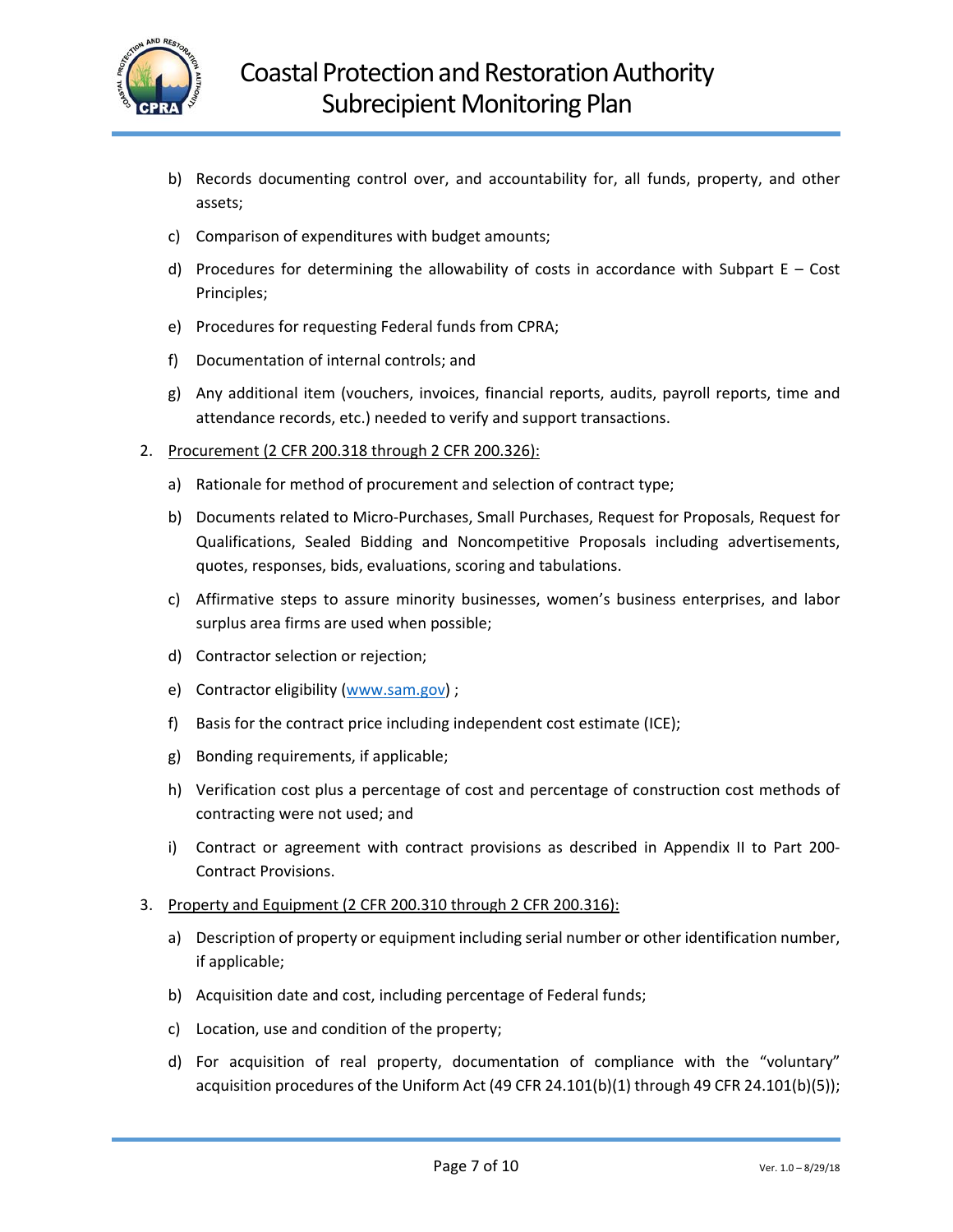b) Records documenting control over, and accountability for, all funds, property, and other assets;

c) Comparison of expenditures with budget amounts;

d) Procedures for determining the allowability of costs in accordance with Subpart E – Cost Principles;

e) Procedures for requesting Federal funds from CPRA;

f) Documentation of internal controls; and

g) Any additional item (vouchers, invoices, financial reports, audits, payroll reports, time and attendance records, etc.) needed to verify and support transactions.

2. <u>Procurement (2 CFR 200.318 through 2 CFR 200.326):</u>

   a) Rationale for method of procurement and selection of contract type;

   b) Documents related to Micro-Purchases, Small Purchases, Request for Proposals, Request for Qualifications, Sealed Bidding and Noncompetitive Proposals including advertisements, quotes, responses, bids, evaluations, scoring and tabulations.

   c) Affirmative steps to assure minority businesses, women's business enterprises, and labor surplus area firms are used when possible;

   d) Contractor selection or rejection;

   e) Contractor eligibility (www.sam.gov) ;

   f) Basis for the contract price including independent cost estimate (ICE);

   g) Bonding requirements, if applicable;

   h) Verification cost plus a percentage of cost and percentage of construction cost methods of contracting were not used; and

   i) Contract or agreement with contract provisions as described in Appendix II to Part 200-Contract Provisions.

3. <u>Property and Equipment (2 CFR 200.310 through 2 CFR 200.316):</u>

   a) Description of property or equipment including serial number or other identification number, if applicable;

   b) Acquisition date and cost, including percentage of Federal funds;

   c) Location, use and condition of the property;

   d) For acquisition of real property, documentation of compliance with the "voluntary" acquisition procedures of the Uniform Act (49 CFR 24.101(b)(1) through 49 CFR 24.101(b)(5));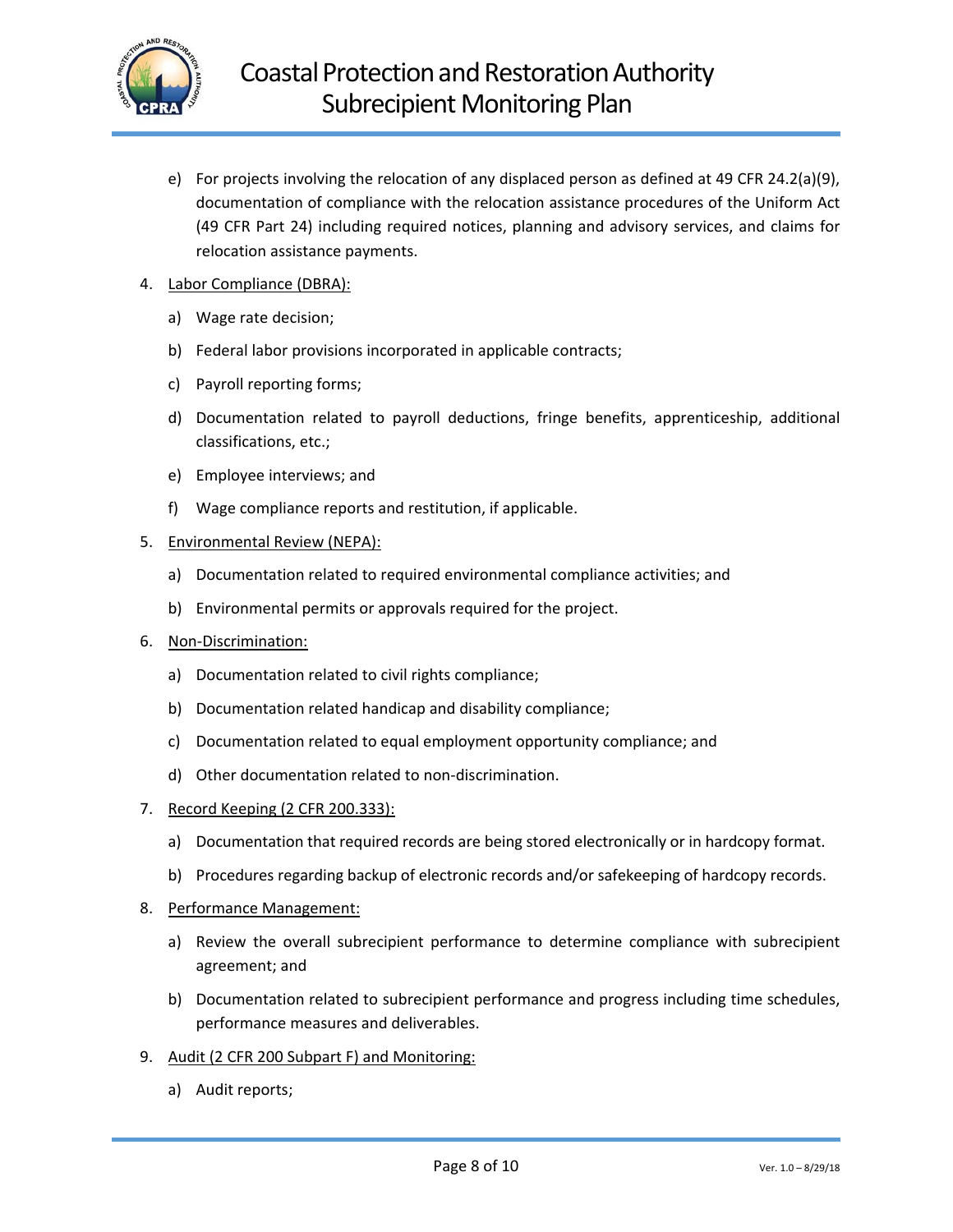e) For projects involving the relocation of any displaced person as defined at 49 CFR 24.2(a)(9), documentation of compliance with the relocation assistance procedures of the Uniform Act (49 CFR Part 24) including required notices, planning and advisory services, and claims for relocation assistance payments.

4. <u>Labor Compliance (DBRA):</u>

   a) Wage rate decision;

   b) Federal labor provisions incorporated in applicable contracts;

   c) Payroll reporting forms;

   d) Documentation related to payroll deductions, fringe benefits, apprenticeship, additional classifications, etc.;

   e) Employee interviews; and

   f) Wage compliance reports and restitution, if applicable.

5. <u>Environmental Review (NEPA):</u>

   a) Documentation related to required environmental compliance activities; and

   b) Environmental permits or approvals required for the project.

6. <u>Non-Discrimination:</u>

   a) Documentation related to civil rights compliance;

   b) Documentation related handicap and disability compliance;

   c) Documentation related to equal employment opportunity compliance; and

   d) Other documentation related to non-discrimination.

7. <u>Record Keeping (2 CFR 200.333):</u>

   a) Documentation that required records are being stored electronically or in hardcopy format.

   b) Procedures regarding backup of electronic records and/or safekeeping of hardcopy records.

8. <u>Performance Management:</u>

   a) Review the overall subrecipient performance to determine compliance with subrecipient agreement; and

   b) Documentation related to subrecipient performance and progress including time schedules, performance measures and deliverables.

9. <u>Audit (2 CFR 200 Subpart F) and Monitoring:</u>

   a) Audit reports;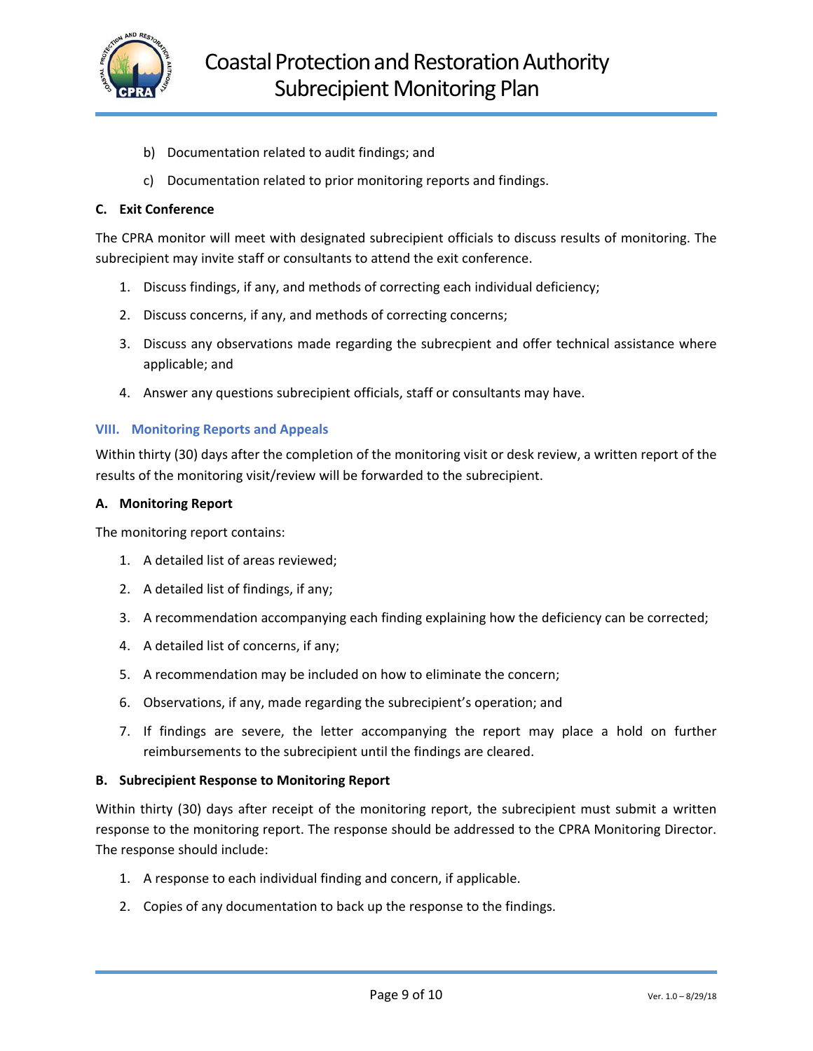b) Documentation related to audit findings; and

c) Documentation related to prior monitoring reports and findings.

**C. Exit Conference**

The CPRA monitor will meet with designated subrecipient officials to discuss results of monitoring. The subrecipient may invite staff or consultants to attend the exit conference.

1. Discuss findings, if any, and methods of correcting each individual deficiency;
2. Discuss concerns, if any, and methods of correcting concerns;
3. Discuss any observations made regarding the subrecpient and offer technical assistance where applicable; and
4. Answer any questions subrecipient officials, staff or consultants may have.

## VIII. Monitoring Reports and Appeals

Within thirty (30) days after the completion of the monitoring visit or desk review, a written report of the results of the monitoring visit/review will be forwarded to the subrecipient.

**A. Monitoring Report**

The monitoring report contains:

1. A detailed list of areas reviewed;
2. A detailed list of findings, if any;
3. A recommendation accompanying each finding explaining how the deficiency can be corrected;
4. A detailed list of concerns, if any;
5. A recommendation may be included on how to eliminate the concern;
6. Observations, if any, made regarding the subrecipient's operation; and
7. If findings are severe, the letter accompanying the report may place a hold on further reimbursements to the subrecipient until the findings are cleared.

**B. Subrecipient Response to Monitoring Report**

Within thirty (30) days after receipt of the monitoring report, the subrecipient must submit a written response to the monitoring report. The response should be addressed to the CPRA Monitoring Director. The response should include:

1. A response to each individual finding and concern, if applicable.
2. Copies of any documentation to back up the response to the findings.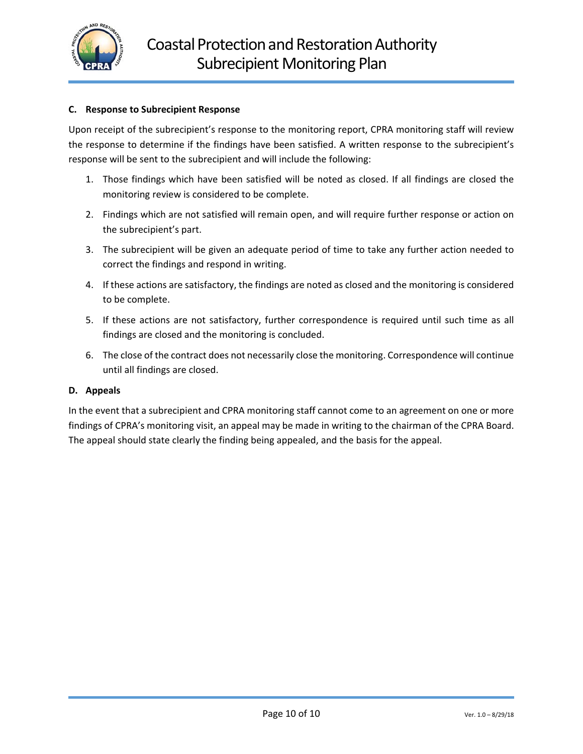### C. Response to Subrecipient Response

Upon receipt of the subrecipient's response to the monitoring report, CPRA monitoring staff will review the response to determine if the findings have been satisfied. A written response to the subrecipient's response will be sent to the subrecipient and will include the following:

1. Those findings which have been satisfied will be noted as closed. If all findings are closed the monitoring review is considered to be complete.
2. Findings which are not satisfied will remain open, and will require further response or action on the subrecipient's part.
3. The subrecipient will be given an adequate period of time to take any further action needed to correct the findings and respond in writing.
4. If these actions are satisfactory, the findings are noted as closed and the monitoring is considered to be complete.
5. If these actions are not satisfactory, further correspondence is required until such time as all findings are closed and the monitoring is concluded.
6. The close of the contract does not necessarily close the monitoring. Correspondence will continue until all findings are closed.

### D. Appeals

In the event that a subrecipient and CPRA monitoring staff cannot come to an agreement on one or more findings of CPRA's monitoring visit, an appeal may be made in writing to the chairman of the CPRA Board. The appeal should state clearly the finding being appealed, and the basis for the appeal.